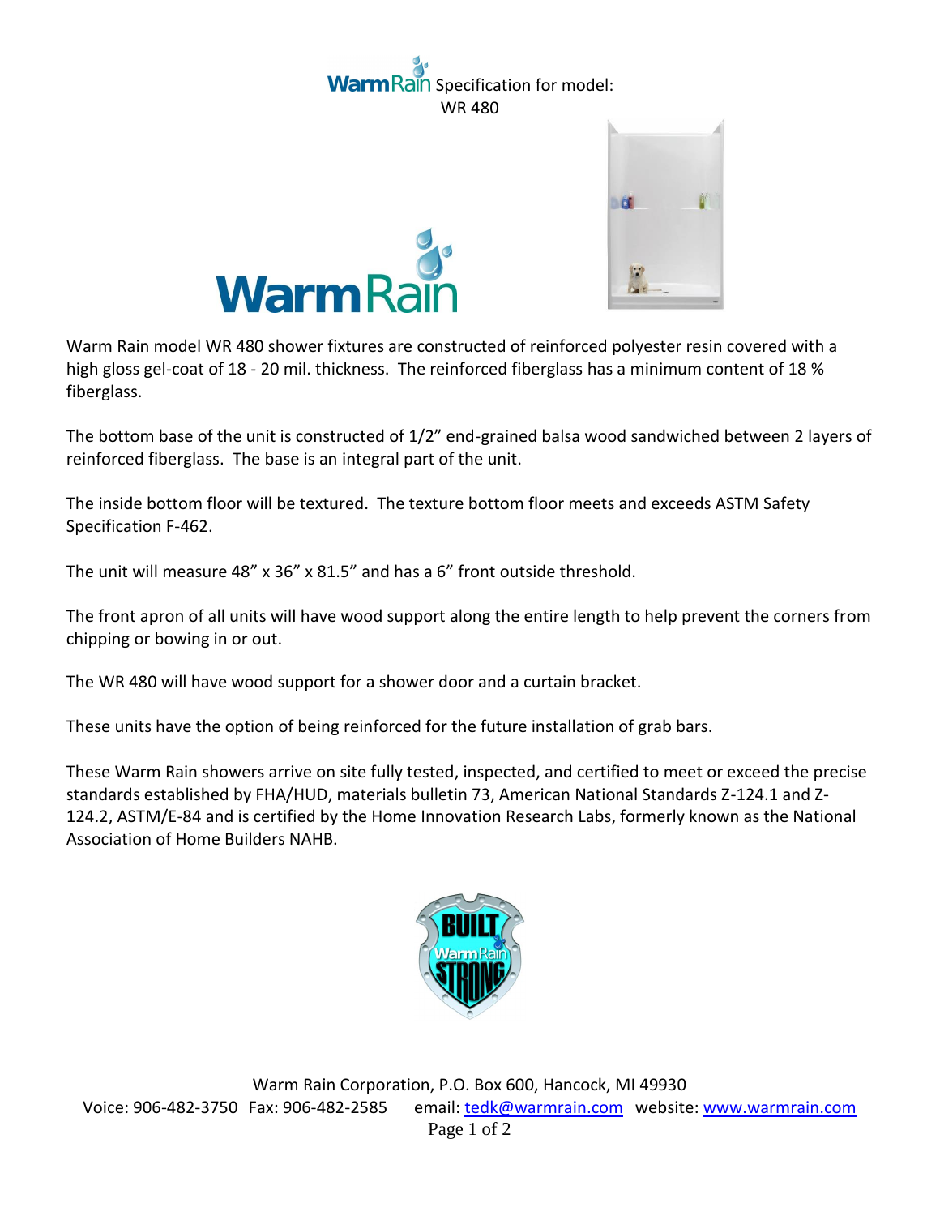# WarmRain Specification for model: WR 480

Warm Rain model WR 480 shower fixtures are constructed of reinforced polyester resin covered with a high gloss gel-coat of 18 - 20 mil. thickness. The reinforced fiberglass has a minimum content of 18 % fiberglass.

The bottom base of the unit is constructed of 1/2" end-grained balsa wood sandwiched between 2 layers of reinforced fiberglass. The base is an integral part of the unit.

The inside bottom floor will be textured. The texture bottom floor meets and exceeds ASTM Safety Specification F-462.

The unit will measure 48" x 36" x 81.5" and has a 6" front outside threshold.

The front apron of all units will have wood support along the entire length to help prevent the corners from chipping or bowing in or out.

The WR 480 will have wood support for a shower door and a curtain bracket.

These units have the option of being reinforced for the future installation of grab bars.

These Warm Rain showers arrive on site fully tested, inspected, and certified to meet or exceed the precise standards established by FHA/HUD, materials bulletin 73, American National Standards Z-124.1 and Z-124.2, ASTM/E-84 and is certified by the Home Innovation Research Labs, formerly known as the National Association of Home Builders NAHB.

Warm Rain Corporation, P.O. Box 600, Hancock, MI 49930
Voice: 906-482-3750 Fax: 906-482-2585 email: tedk@warmrain.com website: www.warmrain.com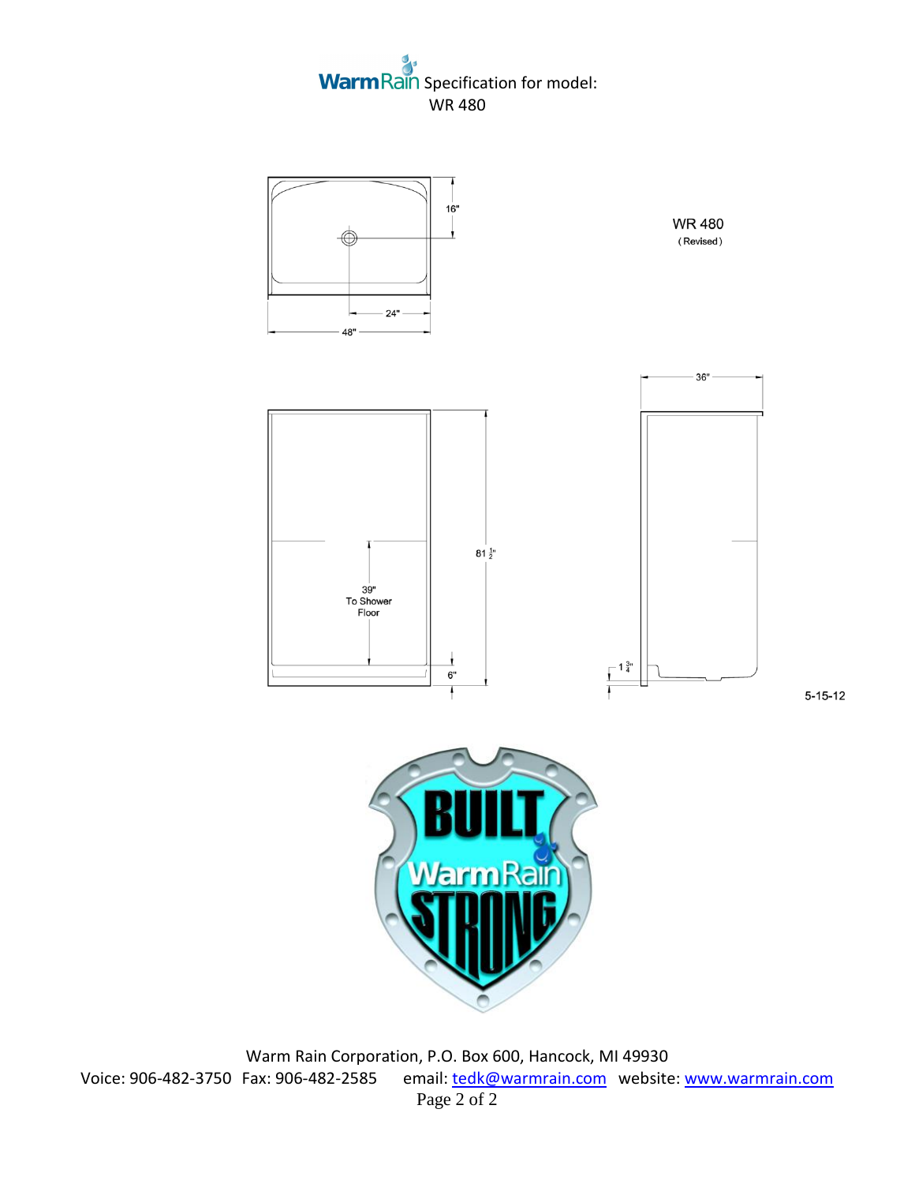# WarmRain Specification for model: WR 480

WR 480
(Revised)

16"
24"
48"

36"

81 1/2"

39"
To Shower
Floor

6"

1 3/4"

5-15-12

BUILT WarmRain STRONG

Warm Rain Corporation, P.O. Box 600, Hancock, MI 49930
Voice: 906-482-3750 Fax: 906-482-2585 email: tedk@warmrain.com website: www.warmrain.com